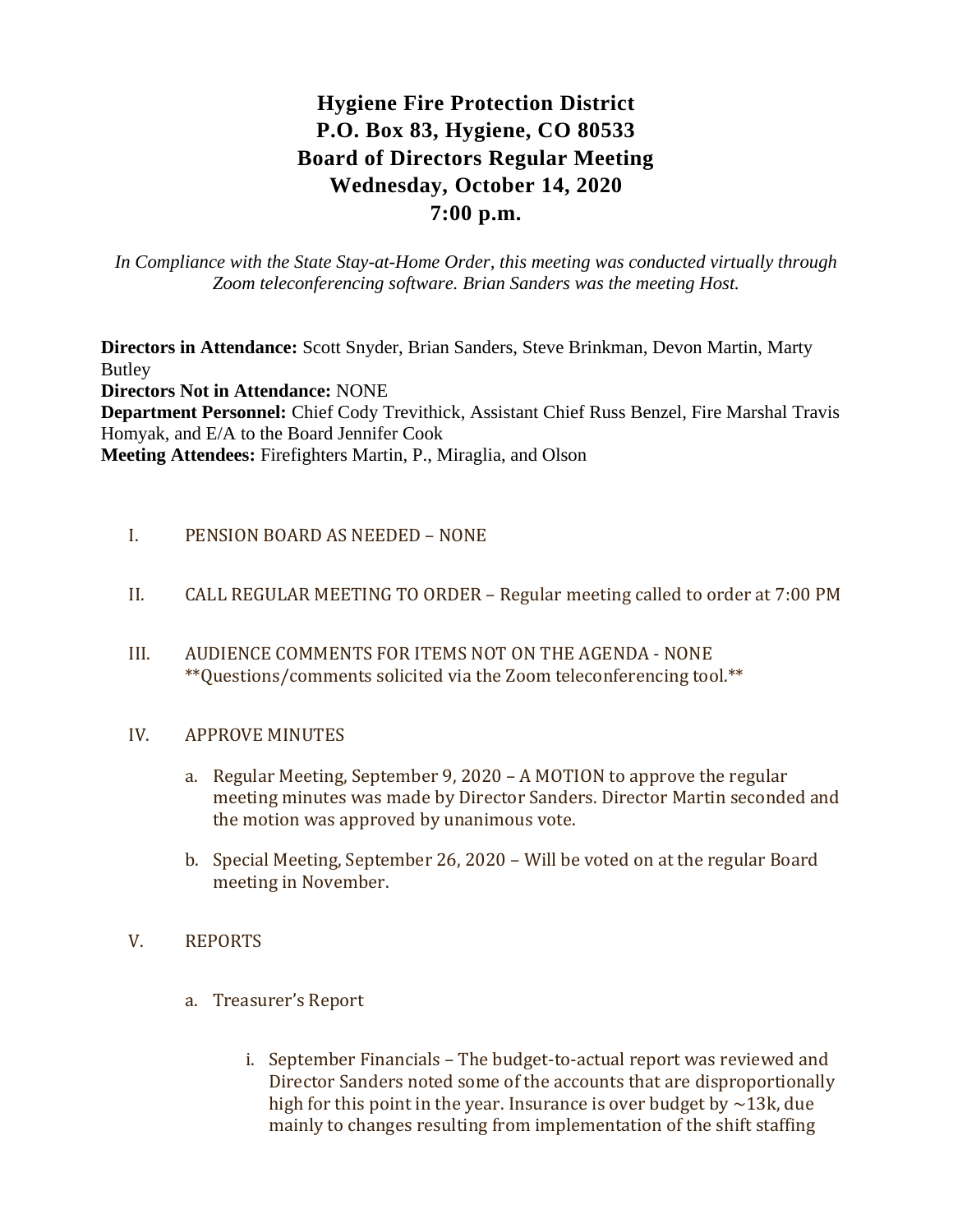# Hygiene Fire Protection District
# P.O. Box 83, Hygiene, CO 80533
# Board of Directors Regular Meeting
# Wednesday, October 14, 2020
# 7:00 p.m.

*In Compliance with the State Stay-at-Home Order, this meeting was conducted virtually through Zoom teleconferencing software. Brian Sanders was the meeting Host.*

**Directors in Attendance:** Scott Snyder, Brian Sanders, Steve Brinkman, Devon Martin, Marty Butley
**Directors Not in Attendance:** NONE
**Department Personnel:** Chief Cody Trevithick, Assistant Chief Russ Benzel, Fire Marshal Travis Homyak, and E/A to the Board Jennifer Cook
**Meeting Attendees:** Firefighters Martin, P., Miraglia, and Olson

I. PENSION BOARD AS NEEDED – NONE

II. CALL REGULAR MEETING TO ORDER – Regular meeting called to order at 7:00 PM

III. AUDIENCE COMMENTS FOR ITEMS NOT ON THE AGENDA - NONE
**Questions/comments solicited via the Zoom teleconferencing tool.**

IV. APPROVE MINUTES

a. Regular Meeting, September 9, 2020 – A MOTION to approve the regular meeting minutes was made by Director Sanders. Director Martin seconded and the motion was approved by unanimous vote.

b. Special Meeting, September 26, 2020 – Will be voted on at the regular Board meeting in November.

V. REPORTS

a. Treasurer's Report

i. September Financials – The budget-to-actual report was reviewed and Director Sanders noted some of the accounts that are disproportionally high for this point in the year. Insurance is over budget by ~13k, due mainly to changes resulting from implementation of the shift staffing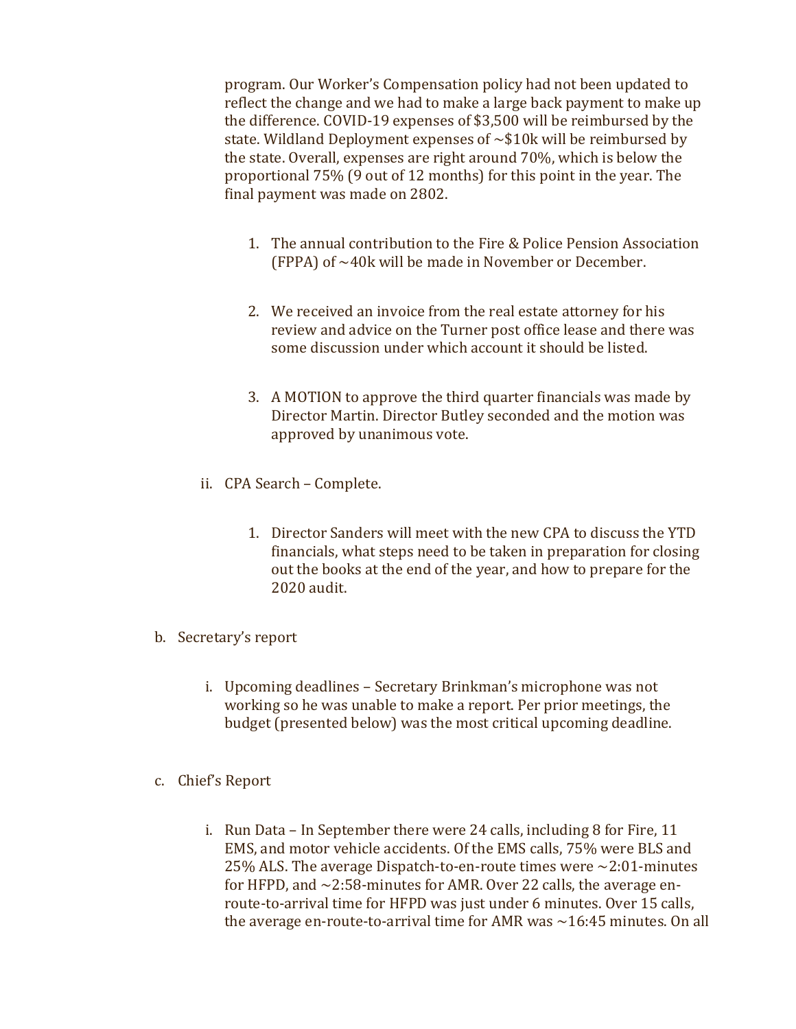program. Our Worker's Compensation policy had not been updated to reflect the change and we had to make a large back payment to make up the difference. COVID-19 expenses of $3,500 will be reimbursed by the state. Wildland Deployment expenses of ~$10k will be reimbursed by the state. Overall, expenses are right around 70%, which is below the proportional 75% (9 out of 12 months) for this point in the year. The final payment was made on 2802.

1. The annual contribution to the Fire & Police Pension Association (FPPA) of ~40k will be made in November or December.

2. We received an invoice from the real estate attorney for his review and advice on the Turner post office lease and there was some discussion under which account it should be listed.

3. A MOTION to approve the third quarter financials was made by Director Martin. Director Butley seconded and the motion was approved by unanimous vote.

ii. CPA Search – Complete.

1. Director Sanders will meet with the new CPA to discuss the YTD financials, what steps need to be taken in preparation for closing out the books at the end of the year, and how to prepare for the 2020 audit.

b. Secretary's report

i. Upcoming deadlines – Secretary Brinkman's microphone was not working so he was unable to make a report. Per prior meetings, the budget (presented below) was the most critical upcoming deadline.

c. Chief's Report

i. Run Data – In September there were 24 calls, including 8 for Fire, 11 EMS, and motor vehicle accidents. Of the EMS calls, 75% were BLS and 25% ALS. The average Dispatch-to-en-route times were ~2:01-minutes for HFPD, and ~2:58-minutes for AMR. Over 22 calls, the average en-route-to-arrival time for HFPD was just under 6 minutes. Over 15 calls, the average en-route-to-arrival time for AMR was ~16:45 minutes. On all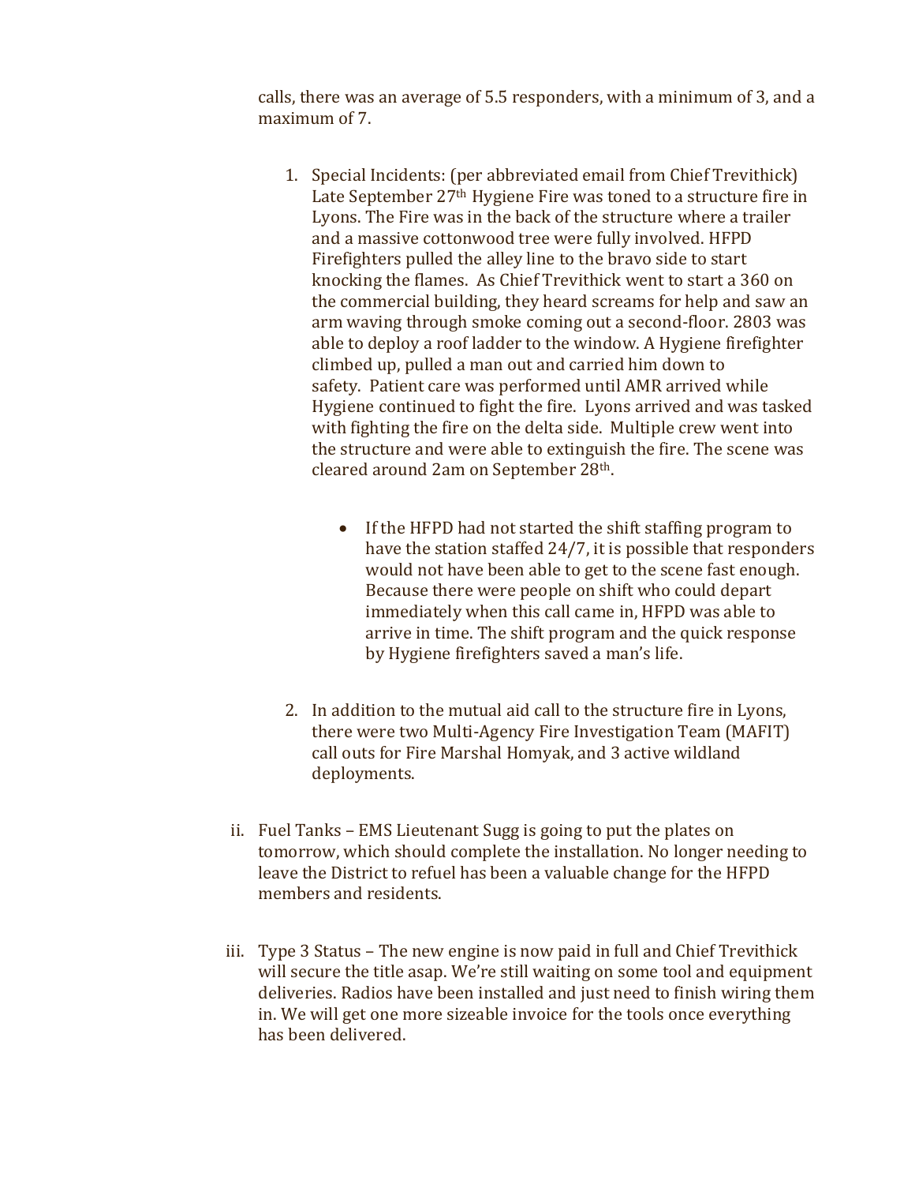calls, there was an average of 5.5 responders, with a minimum of 3, and a maximum of 7.

1. Special Incidents: (per abbreviated email from Chief Trevithick) Late September 27th Hygiene Fire was toned to a structure fire in Lyons. The Fire was in the back of the structure where a trailer and a massive cottonwood tree were fully involved. HFPD Firefighters pulled the alley line to the bravo side to start knocking the flames. As Chief Trevithick went to start a 360 on the commercial building, they heard screams for help and saw an arm waving through smoke coming out a second-floor. 2803 was able to deploy a roof ladder to the window. A Hygiene firefighter climbed up, pulled a man out and carried him down to safety. Patient care was performed until AMR arrived while Hygiene continued to fight the fire. Lyons arrived and was tasked with fighting the fire on the delta side. Multiple crew went into the structure and were able to extinguish the fire. The scene was cleared around 2am on September 28th.

    - If the HFPD had not started the shift staffing program to have the station staffed 24/7, it is possible that responders would not have been able to get to the scene fast enough. Because there were people on shift who could depart immediately when this call came in, HFPD was able to arrive in time. The shift program and the quick response by Hygiene firefighters saved a man's life.

2. In addition to the mutual aid call to the structure fire in Lyons, there were two Multi-Agency Fire Investigation Team (MAFIT) call outs for Fire Marshal Homyak, and 3 active wildland deployments.

ii. Fuel Tanks – EMS Lieutenant Sugg is going to put the plates on tomorrow, which should complete the installation. No longer needing to leave the District to refuel has been a valuable change for the HFPD members and residents.

iii. Type 3 Status – The new engine is now paid in full and Chief Trevithick will secure the title asap. We're still waiting on some tool and equipment deliveries. Radios have been installed and just need to finish wiring them in. We will get one more sizeable invoice for the tools once everything has been delivered.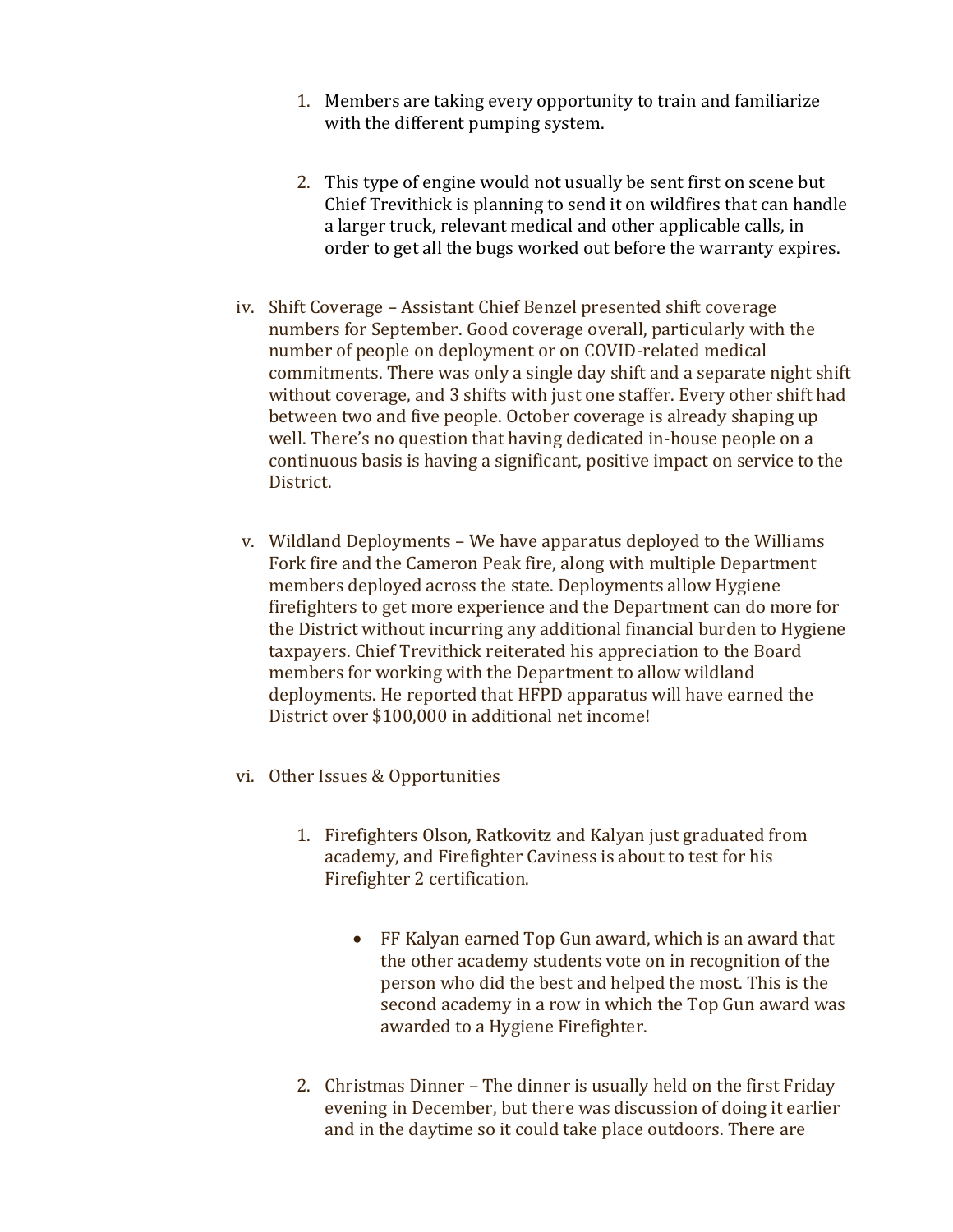1. Members are taking every opportunity to train and familiarize with the different pumping system.

2. This type of engine would not usually be sent first on scene but Chief Trevithick is planning to send it on wildfires that can handle a larger truck, relevant medical and other applicable calls, in order to get all the bugs worked out before the warranty expires.

iv. Shift Coverage – Assistant Chief Benzel presented shift coverage numbers for September. Good coverage overall, particularly with the number of people on deployment or on COVID-related medical commitments. There was only a single day shift and a separate night shift without coverage, and 3 shifts with just one staffer. Every other shift had between two and five people. October coverage is already shaping up well. There's no question that having dedicated in-house people on a continuous basis is having a significant, positive impact on service to the District.

v. Wildland Deployments – We have apparatus deployed to the Williams Fork fire and the Cameron Peak fire, along with multiple Department members deployed across the state. Deployments allow Hygiene firefighters to get more experience and the Department can do more for the District without incurring any additional financial burden to Hygiene taxpayers. Chief Trevithick reiterated his appreciation to the Board members for working with the Department to allow wildland deployments. He reported that HFPD apparatus will have earned the District over $100,000 in additional net income!

vi. Other Issues & Opportunities

1. Firefighters Olson, Ratkovitz and Kalyan just graduated from academy, and Firefighter Caviness is about to test for his Firefighter 2 certification.

   - FF Kalyan earned Top Gun award, which is an award that the other academy students vote on in recognition of the person who did the best and helped the most. This is the second academy in a row in which the Top Gun award was awarded to a Hygiene Firefighter.

2. Christmas Dinner – The dinner is usually held on the first Friday evening in December, but there was discussion of doing it earlier and in the daytime so it could take place outdoors. There are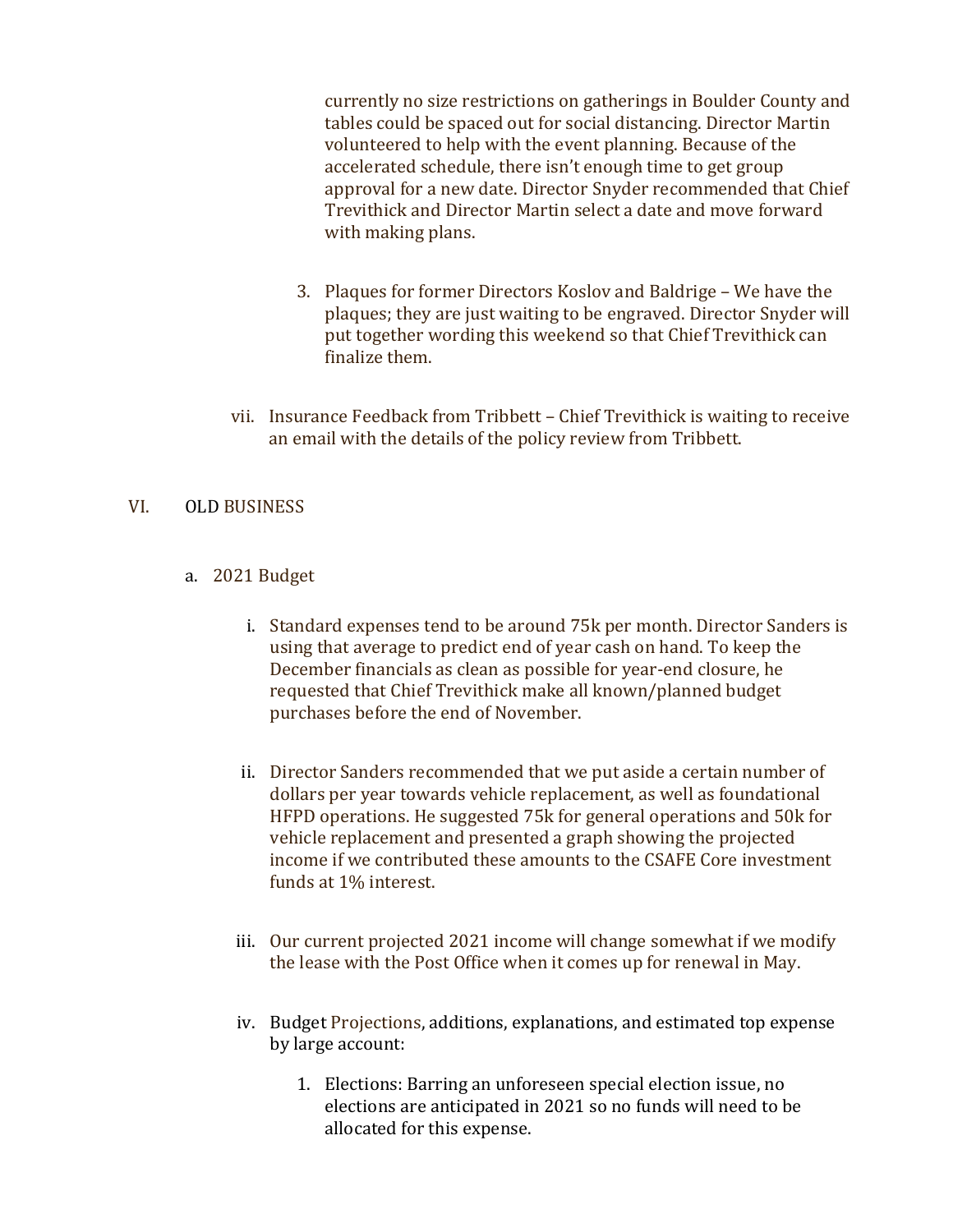currently no size restrictions on gatherings in Boulder County and tables could be spaced out for social distancing. Director Martin volunteered to help with the event planning. Because of the accelerated schedule, there isn't enough time to get group approval for a new date. Director Snyder recommended that Chief Trevithick and Director Martin select a date and move forward with making plans.

3. Plaques for former Directors Koslov and Baldrige – We have the plaques; they are just waiting to be engraved. Director Snyder will put together wording this weekend so that Chief Trevithick can finalize them.

vii. Insurance Feedback from Tribbett – Chief Trevithick is waiting to receive an email with the details of the policy review from Tribbett.

VI. OLD BUSINESS

a. 2021 Budget

i. Standard expenses tend to be around 75k per month. Director Sanders is using that average to predict end of year cash on hand. To keep the December financials as clean as possible for year-end closure, he requested that Chief Trevithick make all known/planned budget purchases before the end of November.

ii. Director Sanders recommended that we put aside a certain number of dollars per year towards vehicle replacement, as well as foundational HFPD operations. He suggested 75k for general operations and 50k for vehicle replacement and presented a graph showing the projected income if we contributed these amounts to the CSAFE Core investment funds at 1% interest.

iii. Our current projected 2021 income will change somewhat if we modify the lease with the Post Office when it comes up for renewal in May.

iv. Budget Projections, additions, explanations, and estimated top expense by large account:

1. Elections: Barring an unforeseen special election issue, no elections are anticipated in 2021 so no funds will need to be allocated for this expense.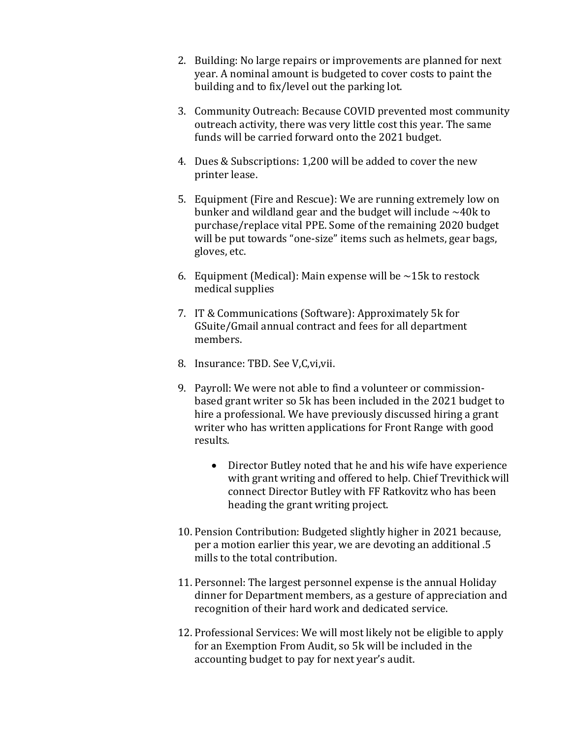2. Building: No large repairs or improvements are planned for next year. A nominal amount is budgeted to cover costs to paint the building and to fix/level out the parking lot.

3. Community Outreach: Because COVID prevented most community outreach activity, there was very little cost this year. The same funds will be carried forward onto the 2021 budget.

4. Dues & Subscriptions: 1,200 will be added to cover the new printer lease.

5. Equipment (Fire and Rescue): We are running extremely low on bunker and wildland gear and the budget will include ~40k to purchase/replace vital PPE. Some of the remaining 2020 budget will be put towards "one-size" items such as helmets, gear bags, gloves, etc.

6. Equipment (Medical): Main expense will be ~15k to restock medical supplies

7. IT & Communications (Software): Approximately 5k for GSuite/Gmail annual contract and fees for all department members.

8. Insurance: TBD. See V,C,vi,vii.

9. Payroll: We were not able to find a volunteer or commission-based grant writer so 5k has been included in the 2021 budget to hire a professional. We have previously discussed hiring a grant writer who has written applications for Front Range with good results.

    - Director Butley noted that he and his wife have experience with grant writing and offered to help. Chief Trevithick will connect Director Butley with FF Ratkovitz who has been heading the grant writing project.

10. Pension Contribution: Budgeted slightly higher in 2021 because, per a motion earlier this year, we are devoting an additional .5 mills to the total contribution.

11. Personnel: The largest personnel expense is the annual Holiday dinner for Department members, as a gesture of appreciation and recognition of their hard work and dedicated service.

12. Professional Services: We will most likely not be eligible to apply for an Exemption From Audit, so 5k will be included in the accounting budget to pay for next year's audit.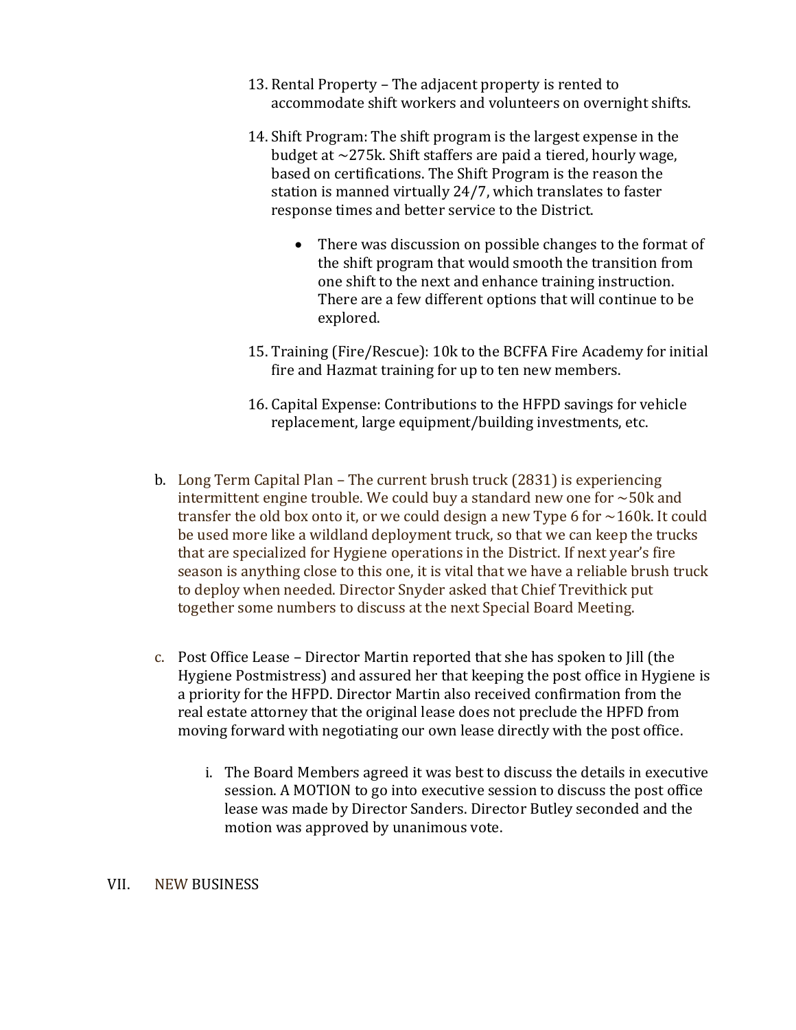13. Rental Property – The adjacent property is rented to accommodate shift workers and volunteers on overnight shifts.

14. Shift Program: The shift program is the largest expense in the budget at ~275k. Shift staffers are paid a tiered, hourly wage, based on certifications. The Shift Program is the reason the station is manned virtually 24/7, which translates to faster response times and better service to the District.

    - There was discussion on possible changes to the format of the shift program that would smooth the transition from one shift to the next and enhance training instruction. There are a few different options that will continue to be explored.

15. Training (Fire/Rescue): 10k to the BCFFA Fire Academy for initial fire and Hazmat training for up to ten new members.

16. Capital Expense: Contributions to the HFPD savings for vehicle replacement, large equipment/building investments, etc.

b. Long Term Capital Plan – The current brush truck (2831) is experiencing intermittent engine trouble. We could buy a standard new one for ~50k and transfer the old box onto it, or we could design a new Type 6 for ~160k. It could be used more like a wildland deployment truck, so that we can keep the trucks that are specialized for Hygiene operations in the District. If next year's fire season is anything close to this one, it is vital that we have a reliable brush truck to deploy when needed. Director Snyder asked that Chief Trevithick put together some numbers to discuss at the next Special Board Meeting.

c. Post Office Lease – Director Martin reported that she has spoken to Jill (the Hygiene Postmistress) and assured her that keeping the post office in Hygiene is a priority for the HFPD. Director Martin also received confirmation from the real estate attorney that the original lease does not preclude the HPFD from moving forward with negotiating our own lease directly with the post office.

    i. The Board Members agreed it was best to discuss the details in executive session. A MOTION to go into executive session to discuss the post office lease was made by Director Sanders. Director Butley seconded and the motion was approved by unanimous vote.

VII. NEW BUSINESS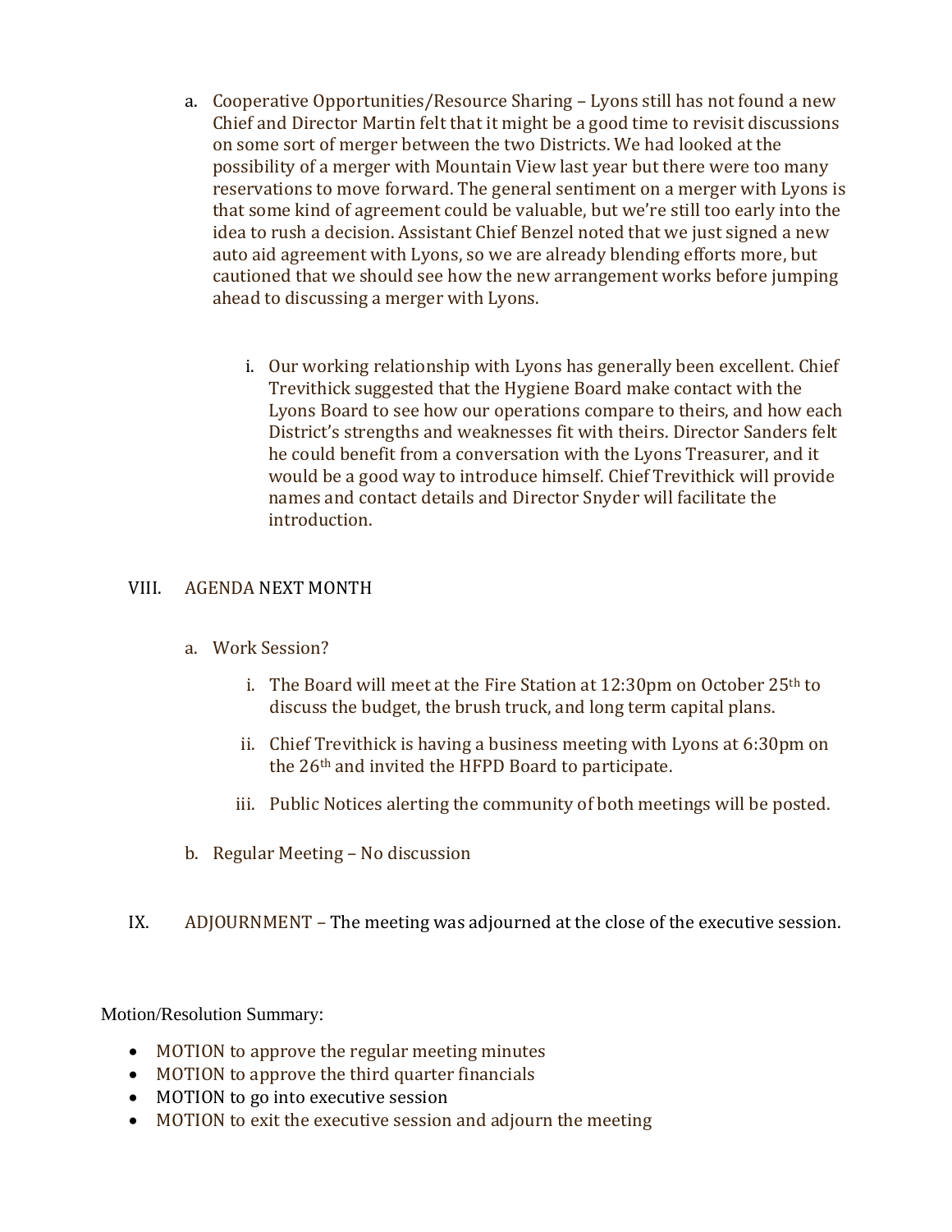a. Cooperative Opportunities/Resource Sharing – Lyons still has not found a new Chief and Director Martin felt that it might be a good time to revisit discussions on some sort of merger between the two Districts. We had looked at the possibility of a merger with Mountain View last year but there were too many reservations to move forward. The general sentiment on a merger with Lyons is that some kind of agreement could be valuable, but we're still too early into the idea to rush a decision. Assistant Chief Benzel noted that we just signed a new auto aid agreement with Lyons, so we are already blending efforts more, but cautioned that we should see how the new arrangement works before jumping ahead to discussing a merger with Lyons.

   i. Our working relationship with Lyons has generally been excellent. Chief Trevithick suggested that the Hygiene Board make contact with the Lyons Board to see how our operations compare to theirs, and how each District's strengths and weaknesses fit with theirs. Director Sanders felt he could benefit from a conversation with the Lyons Treasurer, and it would be a good way to introduce himself. Chief Trevithick will provide names and contact details and Director Snyder will facilitate the introduction.

## VIII. AGENDA NEXT MONTH

a. Work Session?

   i. The Board will meet at the Fire Station at 12:30pm on October 25th to discuss the budget, the brush truck, and long term capital plans.

   ii. Chief Trevithick is having a business meeting with Lyons at 6:30pm on the 26th and invited the HFPD Board to participate.

   iii. Public Notices alerting the community of both meetings will be posted.

b. Regular Meeting – No discussion

## IX. ADJOURNMENT – The meeting was adjourned at the close of the executive session.

Motion/Resolution Summary:

- MOTION to approve the regular meeting minutes
- MOTION to approve the third quarter financials
- MOTION to go into executive session
- MOTION to exit the executive session and adjourn the meeting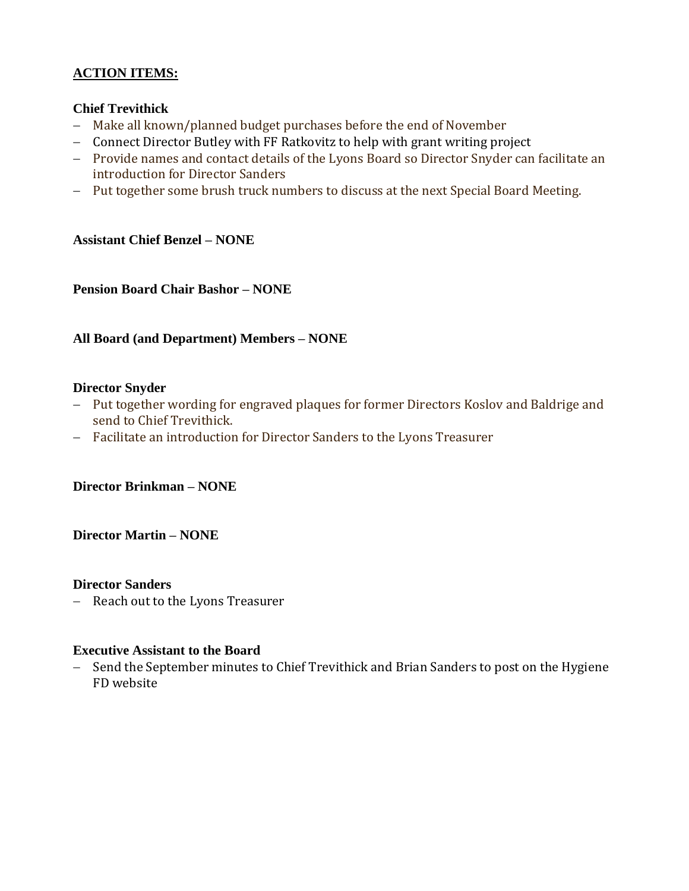**ACTION ITEMS:**

**Chief Trevithick**

- Make all known/planned budget purchases before the end of November
- Connect Director Butley with FF Ratkovitz to help with grant writing project
- Provide names and contact details of the Lyons Board so Director Snyder can facilitate an introduction for Director Sanders
- Put together some brush truck numbers to discuss at the next Special Board Meeting.

**Assistant Chief Benzel – NONE**

**Pension Board Chair Bashor – NONE**

**All Board (and Department) Members – NONE**

**Director Snyder**

- Put together wording for engraved plaques for former Directors Koslov and Baldrige and send to Chief Trevithick.
- Facilitate an introduction for Director Sanders to the Lyons Treasurer

**Director Brinkman – NONE**

**Director Martin – NONE**

**Director Sanders**

- Reach out to the Lyons Treasurer

**Executive Assistant to the Board**

- Send the September minutes to Chief Trevithick and Brian Sanders to post on the Hygiene FD website